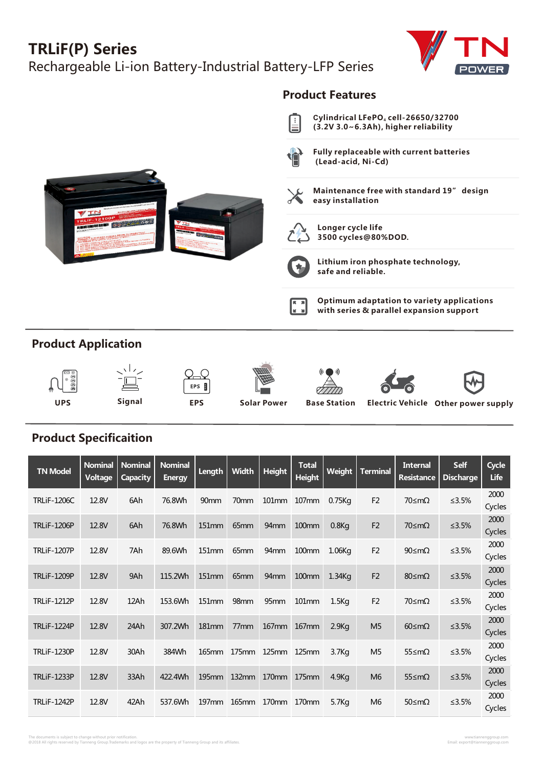# TRLiF(P) Series

Rechargeable Li-ion Battery-Industrial Battery-LFP Series

## Product Features

- **Cylindrical $LFePO_4$ cell-26650/32700 (3.2V 3.0~6.3Ah), higher reliability**
- **Fully replaceable with current batteries (Lead-acid, Ni-Cd)**
- **Maintenance free with standard 19" design easy installation**
- **Longer cycle life 3500 cycles@80%DOD.**
- **Lithium iron phosphate technology, safe and reliable.**
- **Optimum adaptation to variety applications with series & parallel expansion support**

## Product Application

UPS | Signal | EPS | Solar Power | Base Station | Electric Vehicle | Other power supply

## Product Specificaition

| TN Model | Nominal Voltage | Nominal Capacity | Nominal Energy | Length | Width | Height | Total Height | Weight | Terminal | Internal Resistance | Self Discharge | Cycle Life |
|---|---|---|---|---|---|---|---|---|---|---|---|---|
| TRLiF-1206C | 12.8V | 6Ah | 76.8Wh | 90mm | 70mm | 101mm | 107mm | 0.75Kg | F2 | 70≤mΩ | ≤3.5% | 2000 Cycles |
| TRLiF-1206P | 12.8V | 6Ah | 76.8Wh | 151mm | 65mm | 94mm | 100mm | 0.8Kg | F2 | 70≤mΩ | ≤3.5% | 2000 Cycles |
| TRLiF-1207P | 12.8V | 7Ah | 89.6Wh | 151mm | 65mm | 94mm | 100mm | 1.06Kg | F2 | 90≤mΩ | ≤3.5% | 2000 Cycles |
| TRLiF-1209P | 12.8V | 9Ah | 115.2Wh | 151mm | 65mm | 94mm | 100mm | 1.34Kg | F2 | 80≤mΩ | ≤3.5% | 2000 Cycles |
| TRLiF-1212P | 12.8V | 12Ah | 153.6Wh | 151mm | 98mm | 95mm | 101mm | 1.5Kg | F2 | 70≤mΩ | ≤3.5% | 2000 Cycles |
| TRLiF-1224P | 12.8V | 24Ah | 307.2Wh | 181mm | 77mm | 167mm | 167mm | 2.9Kg | M5 | 60≤mΩ | ≤3.5% | 2000 Cycles |
| TRLiF-1230P | 12.8V | 30Ah | 384Wh | 165mm | 175mm | 125mm | 125mm | 3.7Kg | M5 | 55≤mΩ | ≤3.5% | 2000 Cycles |
| TRLiF-1233P | 12.8V | 33Ah | 422.4Wh | 195mm | 132mm | 170mm | 175mm | 4.9Kg | M6 | 55≤mΩ | ≤3.5% | 2000 Cycles |
| TRLiF-1242P | 12.8V | 42Ah | 537.6Wh | 197mm | 165mm | 170mm | 170mm | 5.7Kg | M6 | 50≤mΩ | ≤3.5% | 2000 Cycles |

The documents is subject to change without prior notification.
@2018 All rights reserved by Tianneng Group.Trademarks and logos are the property of Tianneng Group and its affiliates.

www.tiannenggroup.com
Email: export@tiannenggroup.com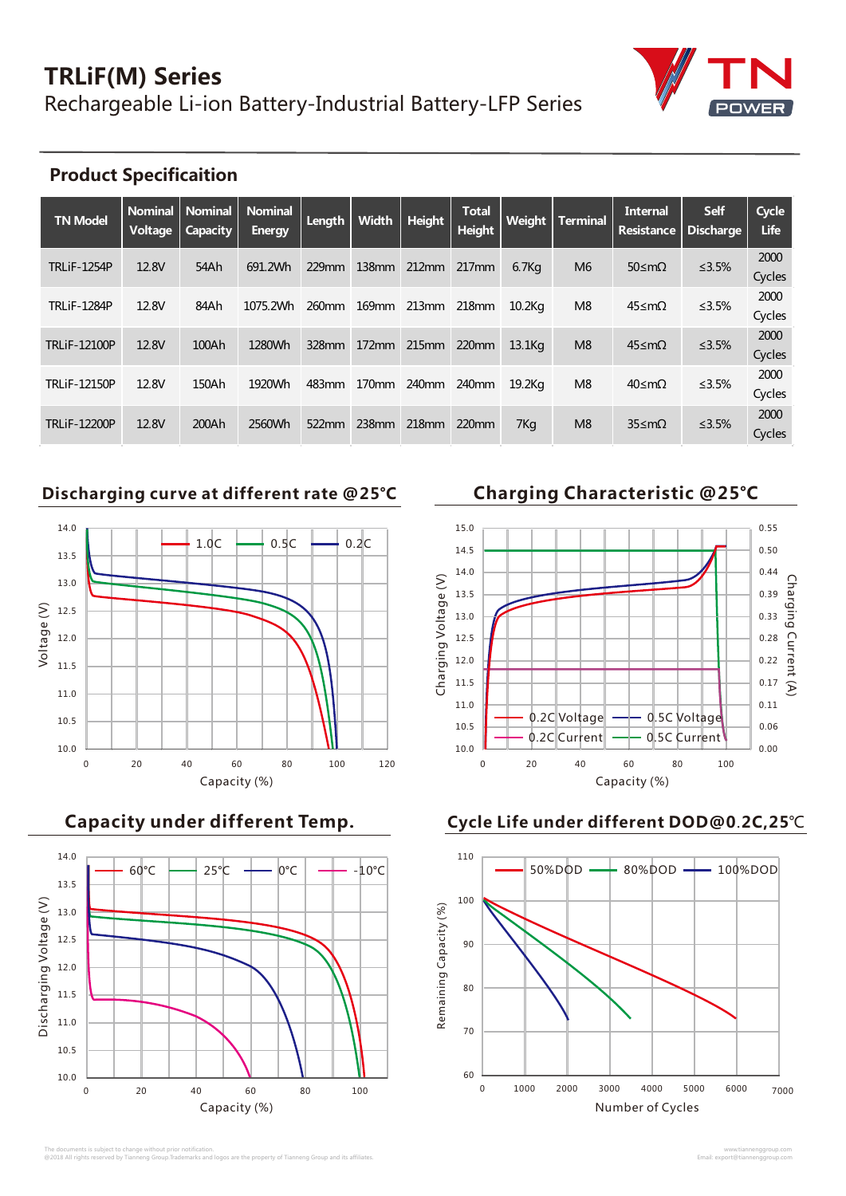# TRLiF(M) Series

Rechargeable Li-ion Battery-Industrial Battery-LFP Series

TN POWER

## Product Specificaition

| TN Model | Nominal Voltage | Nominal Capacity | Nominal Energy | Length | Width | Height | Total Height | Weight | Terminal | Internal Resistance | Self Discharge | Cycle Life |
|---|---|---|---|---|---|---|---|---|---|---|---|---|
| TRLiF-1254P | 12.8V | 54Ah | 691.2Wh | 229mm | 138mm | 212mm | 217mm | 6.7Kg | M6 | 50≤mΩ | ≤3.5% | 2000 Cycles |
| TRLiF-1284P | 12.8V | 84Ah | 1075.2Wh | 260mm | 169mm | 213mm | 218mm | 10.2Kg | M8 | 45≤mΩ | ≤3.5% | 2000 Cycles |
| TRLiF-12100P | 12.8V | 100Ah | 1280Wh | 328mm | 172mm | 215mm | 220mm | 13.1Kg | M8 | 45≤mΩ | ≤3.5% | 2000 Cycles |
| TRLiF-12150P | 12.8V | 150Ah | 1920Wh | 483mm | 170mm | 240mm | 240mm | 19.2Kg | M8 | 40≤mΩ | ≤3.5% | 2000 Cycles |
| TRLiF-12200P | 12.8V | 200Ah | 2560Wh | 522mm | 238mm | 218mm | 220mm | 7Kg | M8 | 35≤mΩ | ≤3.5% | 2000 Cycles |

### Discharging curve at different rate @25℃

1.0C 0.5C 0.2C

Voltage (V)
14.0 13.5 13.0 12.5 12.0 11.5 11.0 10.5 10.0

0 20 40 60 80 100 120

Capacity (%)

### Charging Characteristic @25℃

0.2C Voltage 0.5C Voltage 0.2C Current 0.5C Current

Charging Voltage (V)
15.0 14.5 14.0 13.5 13.0 12.5 12.0 11.5 11.0 10.5 10.0

Charging Current (A)
0.55 0.50 0.44 0.39 0.33 0.28 0.22 0.17 0.11 0.06 0.00

0 20 40 60 80 100

Capacity (%)

### Capacity under different Temp.

60℃ 25℃ 0℃ -10℃

Discharging Voltage (V)
14.0 13.5 13.0 12.5 12.0 11.5 11.0 10.5 10.0

0 20 40 60 80 100

Capacity (%)

### Cycle Life under different DOD@0.2C,25℃

50%DOD 80%DOD 100%DOD

Remaining Capacity (%)
110 100 90 80 70 60

0 1000 2000 3000 4000 5000 6000 7000

Number of Cycles

The documents is subject to change without prior notification.
@2018 All rights reserved by Tianneng Group.Trademarks and logos are the property of Tianneng Group and its affiliates.

www.tiannenggroup.com
Email: export@tiannenggroup.com